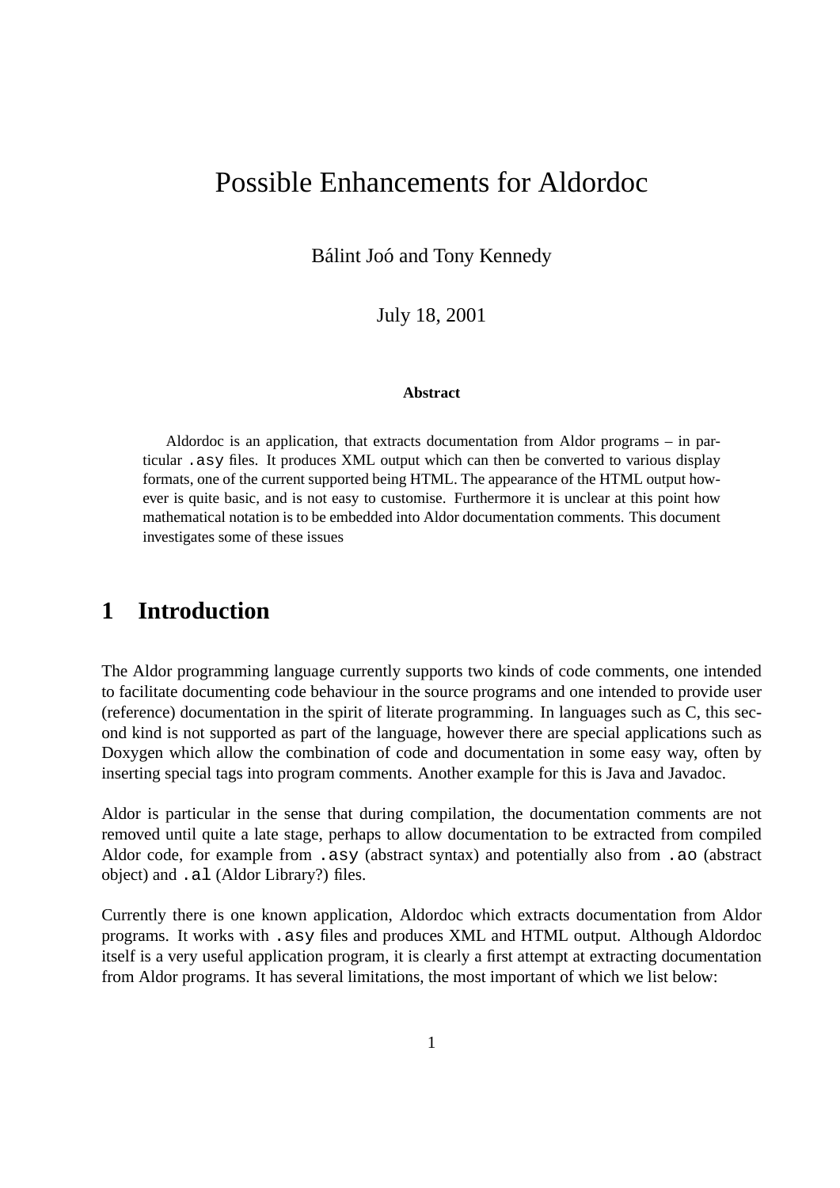# Possible Enhancements for Aldordoc

Bálint Joó and Tony Kennedy

July 18, 2001

**Abstract**

Aldordoc is an application, that extracts documentation from Aldor programs – in particular `.asy` files. It produces XML output which can then be converted to various display formats, one of the current supported being HTML. The appearance of the HTML output however is quite basic, and is not easy to customise. Furthermore it is unclear at this point how mathematical notation is to be embedded into Aldor documentation comments. This document investigates some of these issues

## 1 Introduction

The Aldor programming language currently supports two kinds of code comments, one intended to facilitate documenting code behaviour in the source programs and one intended to provide user (reference) documentation in the spirit of literate programming. In languages such as C, this second kind is not supported as part of the language, however there are special applications such as Doxygen which allow the combination of code and documentation in some easy way, often by inserting special tags into program comments. Another example for this is Java and Javadoc.

Aldor is particular in the sense that during compilation, the documentation comments are not removed until quite a late stage, perhaps to allow documentation to be extracted from compiled Aldor code, for example from `.asy` (abstract syntax) and potentially also from `.ao` (abstract object) and `.al` (Aldor Library?) files.

Currently there is one known application, Aldordoc which extracts documentation from Aldor programs. It works with `.asy` files and produces XML and HTML output. Although Aldordoc itself is a very useful application program, it is clearly a first attempt at extracting documentation from Aldor programs. It has several limitations, the most important of which we list below: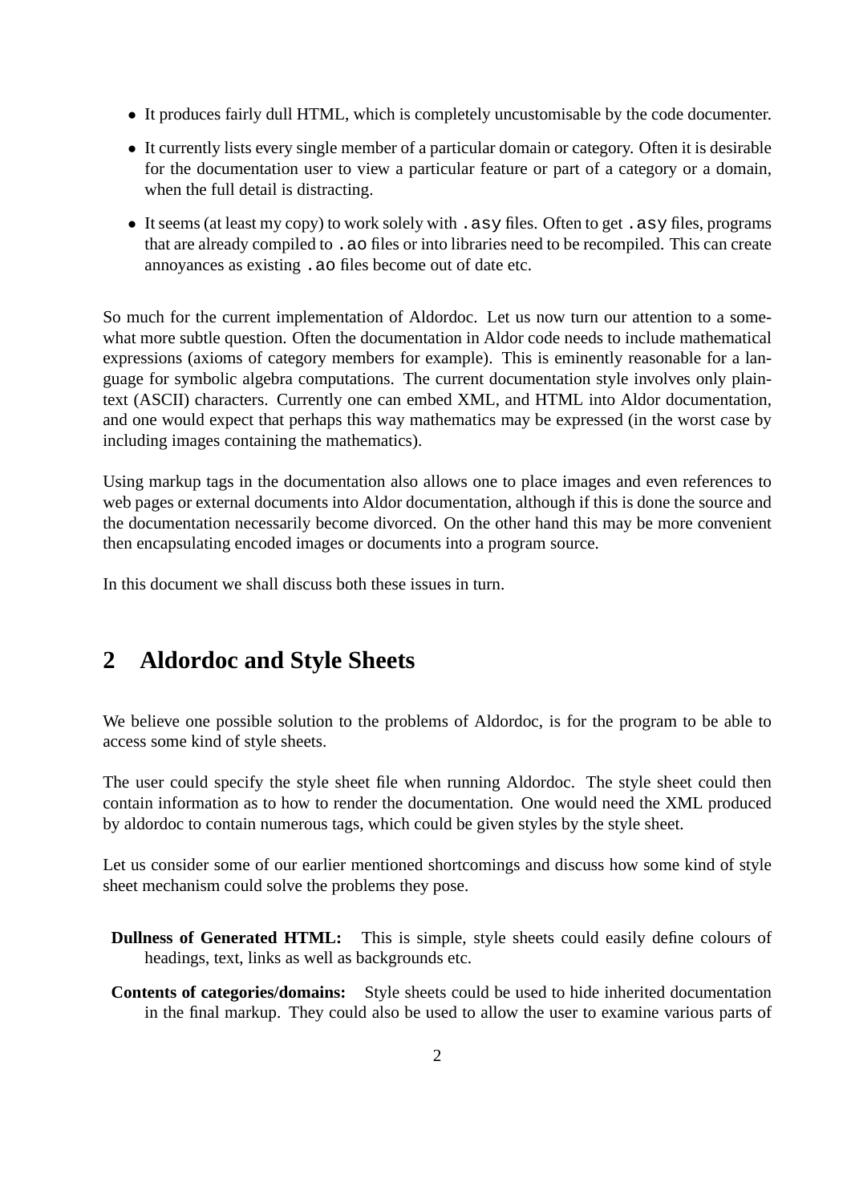- It produces fairly dull HTML, which is completely uncustomisable by the code documenter.
- It currently lists every single member of a particular domain or category. Often it is desirable for the documentation user to view a particular feature or part of a category or a domain, when the full detail is distracting.
- It seems (at least my copy) to work solely with `.asy` files. Often to get `.asy` files, programs that are already compiled to `.ao` files or into libraries need to be recompiled. This can create annoyances as existing `.ao` files become out of date etc.

So much for the current implementation of Aldordoc. Let us now turn our attention to a somewhat more subtle question. Often the documentation in Aldor code needs to include mathematical expressions (axioms of category members for example). This is eminently reasonable for a language for symbolic algebra computations. The current documentation style involves only plain-text (ASCII) characters. Currently one can embed XML, and HTML into Aldor documentation, and one would expect that perhaps this way mathematics may be expressed (in the worst case by including images containing the mathematics).

Using markup tags in the documentation also allows one to place images and even references to web pages or external documents into Aldor documentation, although if this is done the source and the documentation necessarily become divorced. On the other hand this may be more convenient then encapsulating encoded images or documents into a program source.

In this document we shall discuss both these issues in turn.

## 2 Aldordoc and Style Sheets

We believe one possible solution to the problems of Aldordoc, is for the program to be able to access some kind of style sheets.

The user could specify the style sheet file when running Aldordoc. The style sheet could then contain information as to how to render the documentation. One would need the XML produced by aldordoc to contain numerous tags, which could be given styles by the style sheet.

Let us consider some of our earlier mentioned shortcomings and discuss how some kind of style sheet mechanism could solve the problems they pose.

**Dullness of Generated HTML:** This is simple, style sheets could easily define colours of headings, text, links as well as backgrounds etc.

**Contents of categories/domains:** Style sheets could be used to hide inherited documentation in the final markup. They could also be used to allow the user to examine various parts of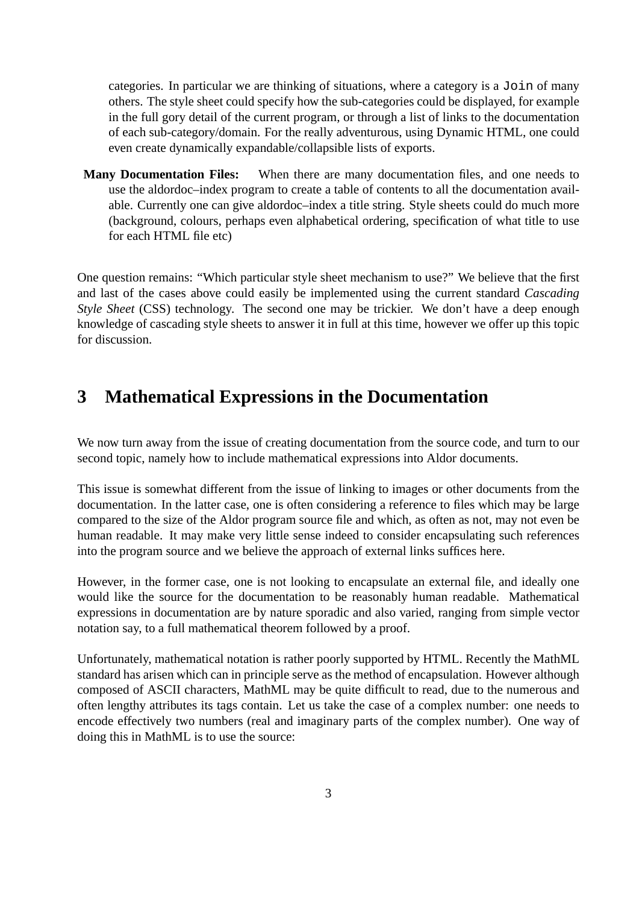categories. In particular we are thinking of situations, where a category is a `Join` of many others. The style sheet could specify how the sub-categories could be displayed, for example in the full gory detail of the current program, or through a list of links to the documentation of each sub-category/domain. For the really adventurous, using Dynamic HTML, one could even create dynamically expandable/collapsible lists of exports.

**Many Documentation Files:** When there are many documentation files, and one needs to use the aldordoc–index program to create a table of contents to all the documentation available. Currently one can give aldordoc–index a title string. Style sheets could do much more (background, colours, perhaps even alphabetical ordering, specification of what title to use for each HTML file etc)

One question remains: "Which particular style sheet mechanism to use?" We believe that the first and last of the cases above could easily be implemented using the current standard *Cascading Style Sheet* (CSS) technology. The second one may be trickier. We don't have a deep enough knowledge of cascading style sheets to answer it in full at this time, however we offer up this topic for discussion.

## 3 Mathematical Expressions in the Documentation

We now turn away from the issue of creating documentation from the source code, and turn to our second topic, namely how to include mathematical expressions into Aldor documents.

This issue is somewhat different from the issue of linking to images or other documents from the documentation. In the latter case, one is often considering a reference to files which may be large compared to the size of the Aldor program source file and which, as often as not, may not even be human readable. It may make very little sense indeed to consider encapsulating such references into the program source and we believe the approach of external links suffices here.

However, in the former case, one is not looking to encapsulate an external file, and ideally one would like the source for the documentation to be reasonably human readable. Mathematical expressions in documentation are by nature sporadic and also varied, ranging from simple vector notation say, to a full mathematical theorem followed by a proof.

Unfortunately, mathematical notation is rather poorly supported by HTML. Recently the MathML standard has arisen which can in principle serve as the method of encapsulation. However although composed of ASCII characters, MathML may be quite difficult to read, due to the numerous and often lengthy attributes its tags contain. Let us take the case of a complex number: one needs to encode effectively two numbers (real and imaginary parts of the complex number). One way of doing this in MathML is to use the source: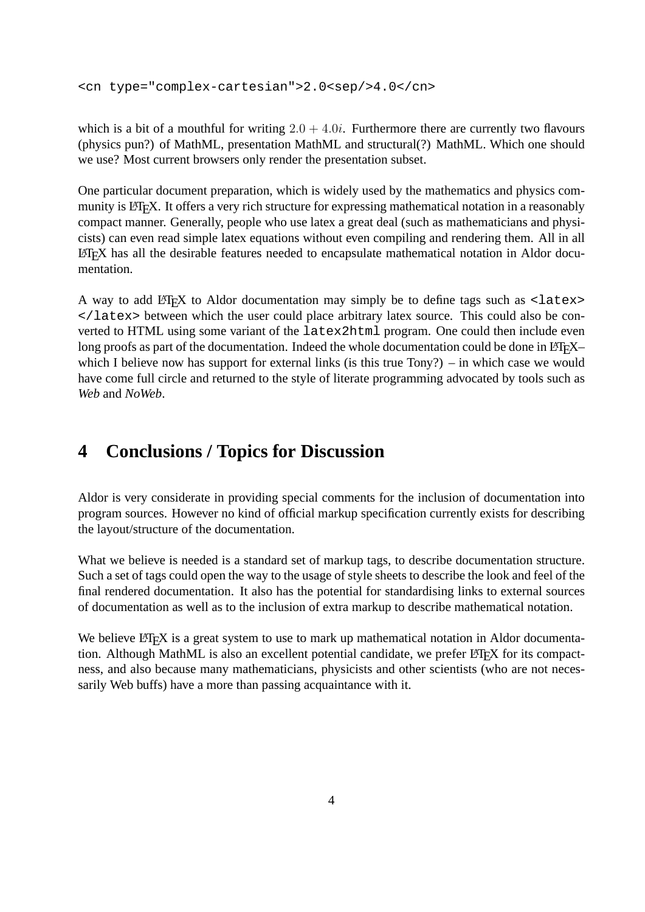```
<cn type="complex-cartesian">2.0<sep/>4.0</cn>
```

which is a bit of a mouthful for writing $2.0 + 4.0i$. Furthermore there are currently two flavours (physics pun?) of MathML, presentation MathML and structural(?) MathML. Which one should we use? Most current browsers only render the presentation subset.

One particular document preparation, which is widely used by the mathematics and physics community is LaTeX. It offers a very rich structure for expressing mathematical notation in a reasonably compact manner. Generally, people who use latex a great deal (such as mathematicians and physicists) can even read simple latex equations without even compiling and rendering them. All in all LaTeX has all the desirable features needed to encapsulate mathematical notation in Aldor documentation.

A way to add LaTeX to Aldor documentation may simply be to define tags such as `<latex>` `</latex>` between which the user could place arbitrary latex source. This could also be converted to HTML using some variant of the `latex2html` program. One could then include even long proofs as part of the documentation. Indeed the whole documentation could be done in LaTeX– which I believe now has support for external links (is this true Tony?) – in which case we would have come full circle and returned to the style of literate programming advocated by tools such as *Web* and *NoWeb*.

# 4 Conclusions / Topics for Discussion

Aldor is very considerate in providing special comments for the inclusion of documentation into program sources. However no kind of official markup specification currently exists for describing the layout/structure of the documentation.

What we believe is needed is a standard set of markup tags, to describe documentation structure. Such a set of tags could open the way to the usage of style sheets to describe the look and feel of the final rendered documentation. It also has the potential for standardising links to external sources of documentation as well as to the inclusion of extra markup to describe mathematical notation.

We believe LaTeX is a great system to use to mark up mathematical notation in Aldor documentation. Although MathML is also an excellent potential candidate, we prefer LaTeX for its compactness, and also because many mathematicians, physicists and other scientists (who are not necessarily Web buffs) have a more than passing acquaintance with it.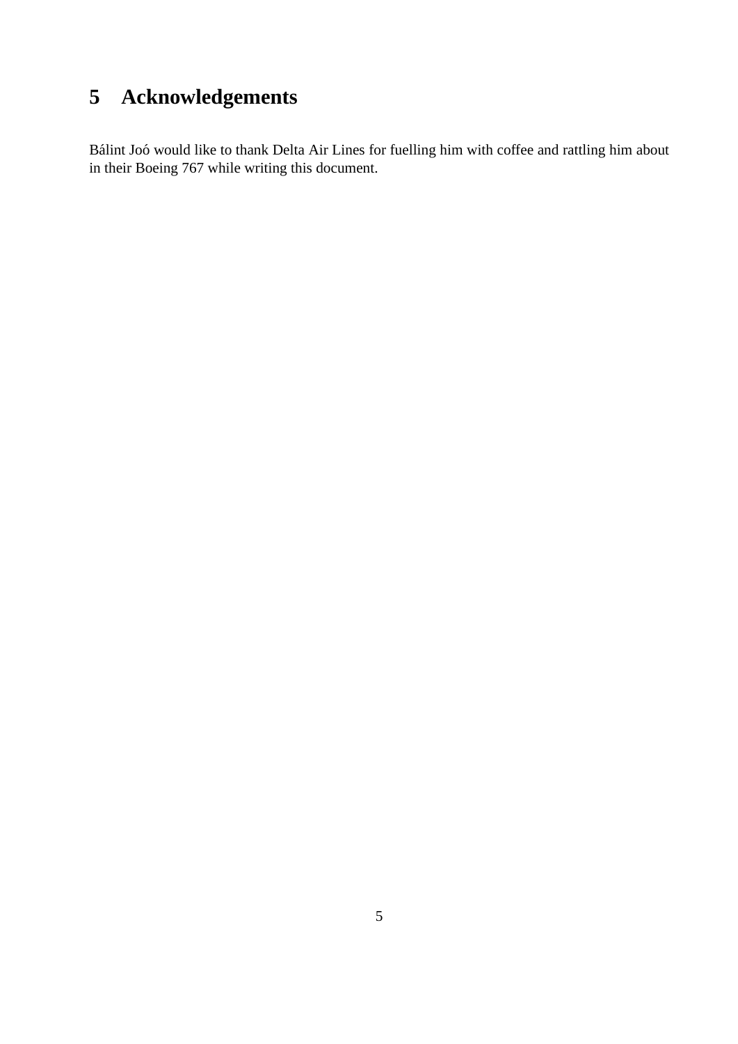# 5 Acknowledgements

Bálint Joó would like to thank Delta Air Lines for fuelling him with coffee and rattling him about in their Boeing 767 while writing this document.